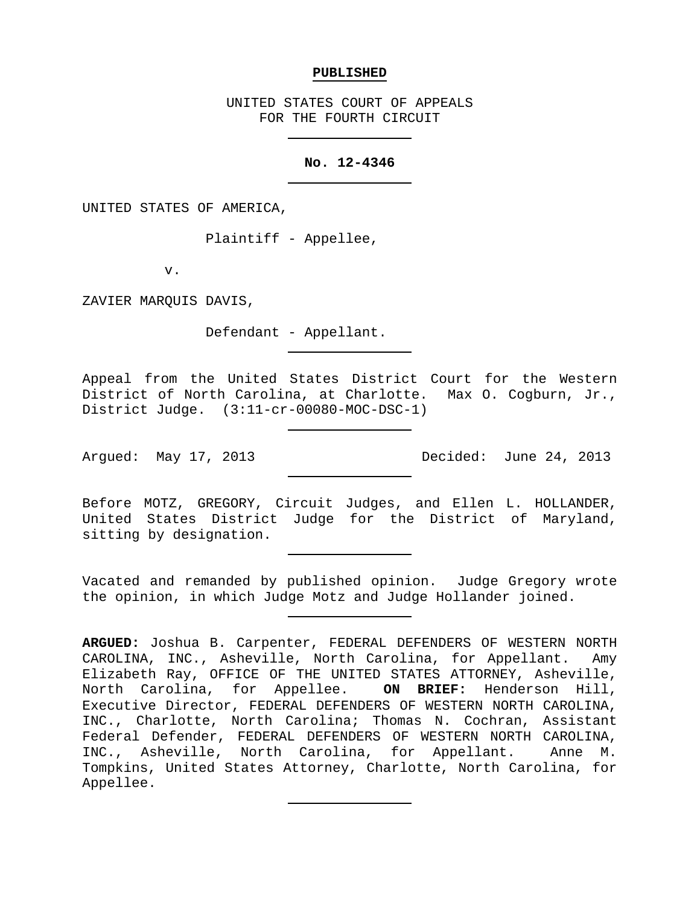**PUBLISHED**

UNITED STATES COURT OF APPEALS
FOR THE FOURTH CIRCUIT

---

**No. 12-4346**

---

UNITED STATES OF AMERICA,

Plaintiff - Appellee,

v.

ZAVIER MARQUIS DAVIS,

Defendant - Appellant.

---

Appeal from the United States District Court for the Western District of North Carolina, at Charlotte. Max O. Cogburn, Jr., District Judge. (3:11-cr-00080-MOC-DSC-1)

---

Argued: May 17, 2013 Decided: June 24, 2013

---

Before MOTZ, GREGORY, Circuit Judges, and Ellen L. HOLLANDER, United States District Judge for the District of Maryland, sitting by designation.

---

Vacated and remanded by published opinion. Judge Gregory wrote the opinion, in which Judge Motz and Judge Hollander joined.

---

**ARGUED:** Joshua B. Carpenter, FEDERAL DEFENDERS OF WESTERN NORTH CAROLINA, INC., Asheville, North Carolina, for Appellant. Amy Elizabeth Ray, OFFICE OF THE UNITED STATES ATTORNEY, Asheville, North Carolina, for Appellee. **ON BRIEF:** Henderson Hill, Executive Director, FEDERAL DEFENDERS OF WESTERN NORTH CAROLINA, INC., Charlotte, North Carolina; Thomas N. Cochran, Assistant Federal Defender, FEDERAL DEFENDERS OF WESTERN NORTH CAROLINA, INC., Asheville, North Carolina, for Appellant. Anne M. Tompkins, United States Attorney, Charlotte, North Carolina, for Appellee.

---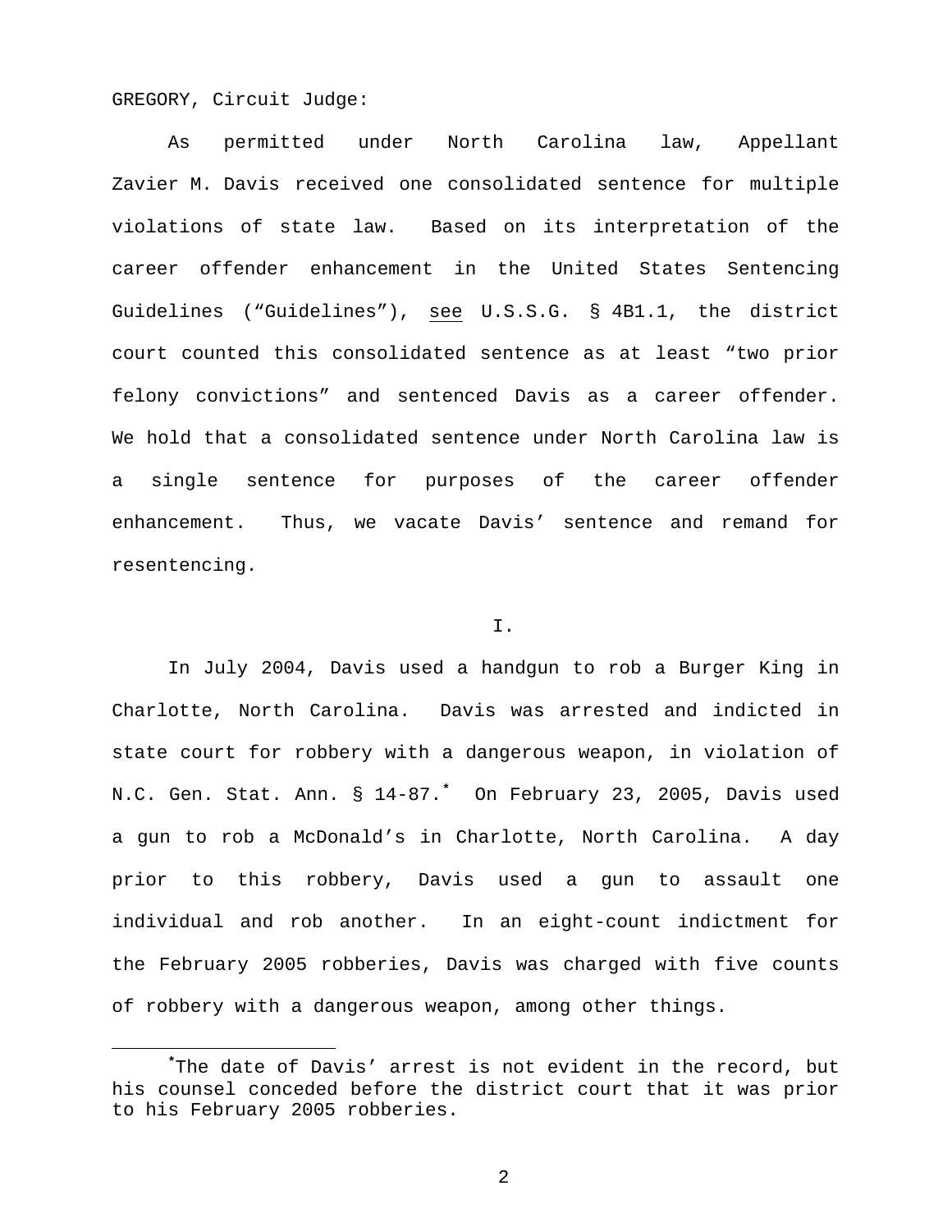GREGORY, Circuit Judge:

As permitted under North Carolina law, Appellant Zavier M. Davis received one consolidated sentence for multiple violations of state law. Based on its interpretation of the career offender enhancement in the United States Sentencing Guidelines ("Guidelines"), see U.S.S.G. § 4B1.1, the district court counted this consolidated sentence as at least "two prior felony convictions" and sentenced Davis as a career offender. We hold that a consolidated sentence under North Carolina law is a single sentence for purposes of the career offender enhancement. Thus, we vacate Davis' sentence and remand for resentencing.

I.

In July 2004, Davis used a handgun to rob a Burger King in Charlotte, North Carolina. Davis was arrested and indicted in state court for robbery with a dangerous weapon, in violation of N.C. Gen. Stat. Ann. § 14-87.* On February 23, 2005, Davis used a gun to rob a McDonald's in Charlotte, North Carolina. A day prior to this robbery, Davis used a gun to assault one individual and rob another. In an eight-count indictment for the February 2005 robberies, Davis was charged with five counts of robbery with a dangerous weapon, among other things.

---

*The date of Davis' arrest is not evident in the record, but his counsel conceded before the district court that it was prior to his February 2005 robberies.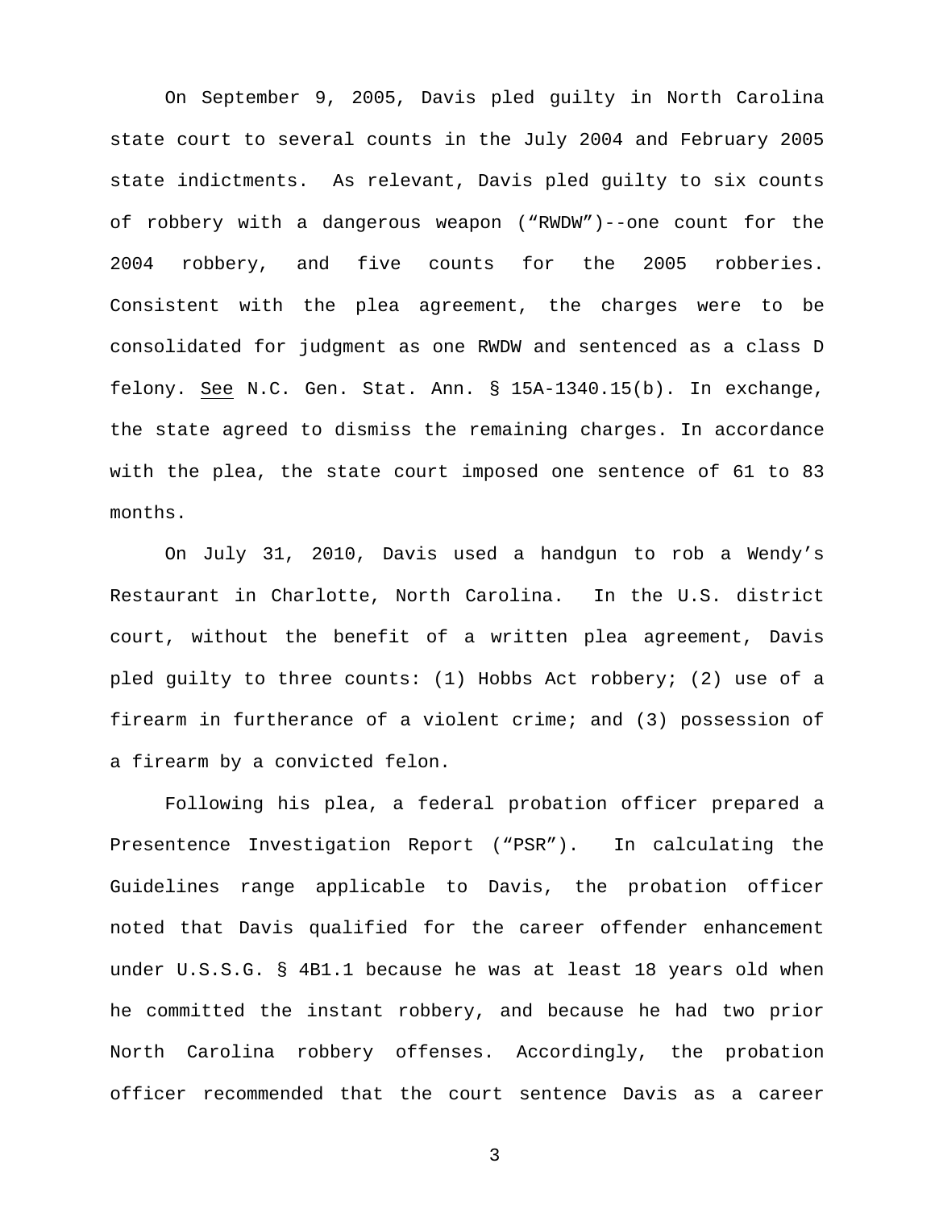On September 9, 2005, Davis pled guilty in North Carolina state court to several counts in the July 2004 and February 2005 state indictments. As relevant, Davis pled guilty to six counts of robbery with a dangerous weapon ("RWDW")--one count for the 2004 robbery, and five counts for the 2005 robberies. Consistent with the plea agreement, the charges were to be consolidated for judgment as one RWDW and sentenced as a class D felony. See N.C. Gen. Stat. Ann. § 15A-1340.15(b). In exchange, the state agreed to dismiss the remaining charges. In accordance with the plea, the state court imposed one sentence of 61 to 83 months.

On July 31, 2010, Davis used a handgun to rob a Wendy's Restaurant in Charlotte, North Carolina. In the U.S. district court, without the benefit of a written plea agreement, Davis pled guilty to three counts: (1) Hobbs Act robbery; (2) use of a firearm in furtherance of a violent crime; and (3) possession of a firearm by a convicted felon.

Following his plea, a federal probation officer prepared a Presentence Investigation Report ("PSR"). In calculating the Guidelines range applicable to Davis, the probation officer noted that Davis qualified for the career offender enhancement under U.S.S.G. § 4B1.1 because he was at least 18 years old when he committed the instant robbery, and because he had two prior North Carolina robbery offenses. Accordingly, the probation officer recommended that the court sentence Davis as a career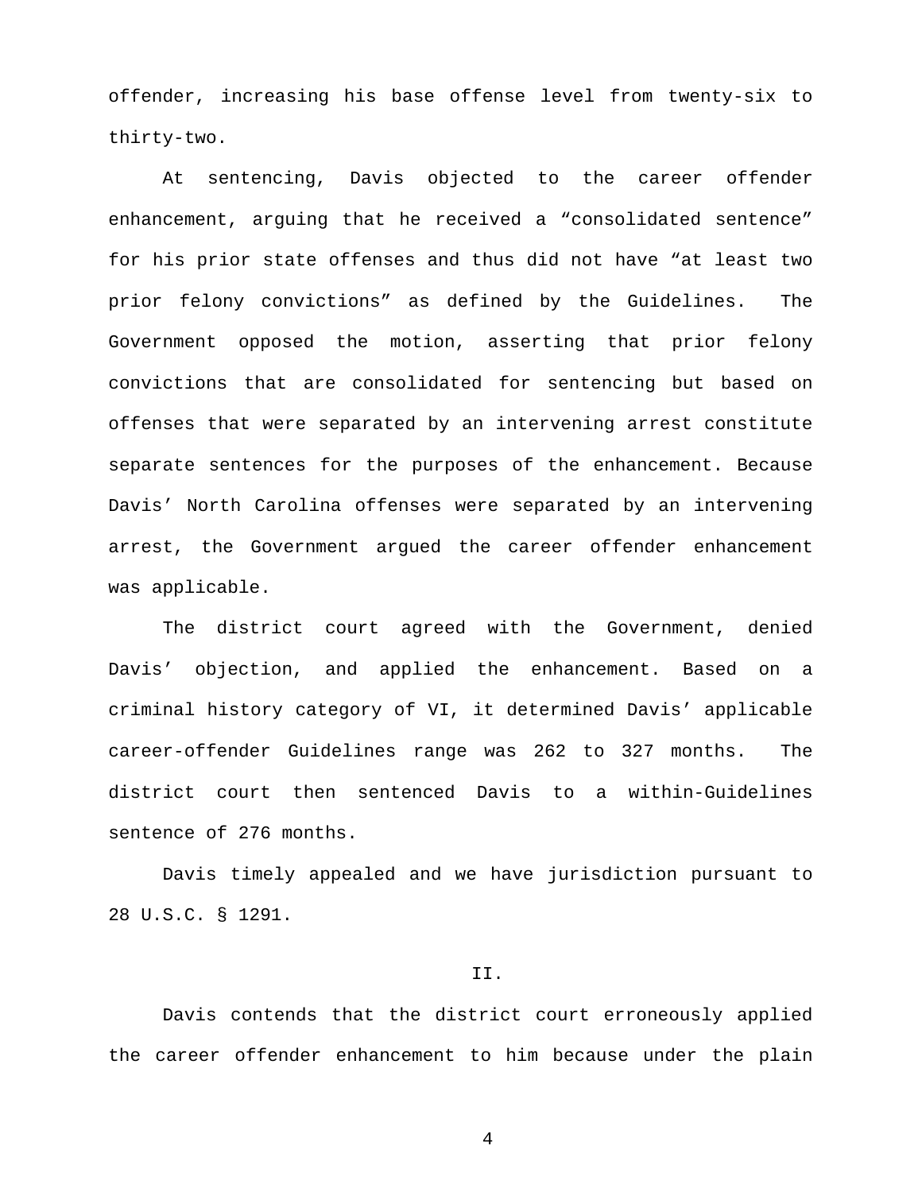offender, increasing his base offense level from twenty-six to thirty-two.

At sentencing, Davis objected to the career offender enhancement, arguing that he received a "consolidated sentence" for his prior state offenses and thus did not have "at least two prior felony convictions" as defined by the Guidelines. The Government opposed the motion, asserting that prior felony convictions that are consolidated for sentencing but based on offenses that were separated by an intervening arrest constitute separate sentences for the purposes of the enhancement. Because Davis' North Carolina offenses were separated by an intervening arrest, the Government argued the career offender enhancement was applicable.

The district court agreed with the Government, denied Davis' objection, and applied the enhancement. Based on a criminal history category of VI, it determined Davis' applicable career-offender Guidelines range was 262 to 327 months. The district court then sentenced Davis to a within-Guidelines sentence of 276 months.

Davis timely appealed and we have jurisdiction pursuant to 28 U.S.C. § 1291.

## II.

Davis contends that the district court erroneously applied the career offender enhancement to him because under the plain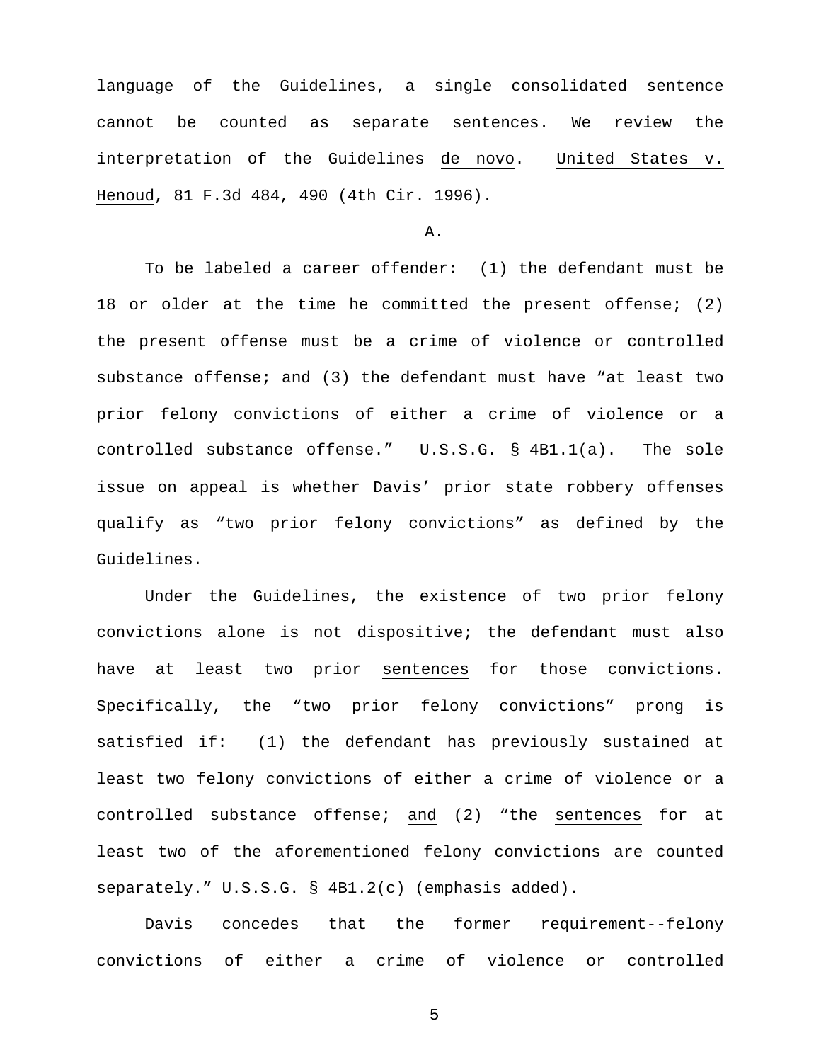language of the Guidelines, a single consolidated sentence cannot be counted as separate sentences. We review the interpretation of the Guidelines _de novo_. _United States v. Henoud_, 81 F.3d 484, 490 (4th Cir. 1996).

A.

To be labeled a career offender: (1) the defendant must be 18 or older at the time he committed the present offense; (2) the present offense must be a crime of violence or controlled substance offense; and (3) the defendant must have "at least two prior felony convictions of either a crime of violence or a controlled substance offense." U.S.S.G. § 4B1.1(a). The sole issue on appeal is whether Davis' prior state robbery offenses qualify as "two prior felony convictions" as defined by the Guidelines.

Under the Guidelines, the existence of two prior felony convictions alone is not dispositive; the defendant must also have at least two prior _sentences_ for those convictions. Specifically, the "two prior felony convictions" prong is satisfied if: (1) the defendant has previously sustained at least two felony convictions of either a crime of violence or a controlled substance offense; _and_ (2) "the _sentences_ for at least two of the aforementioned felony convictions are counted separately." U.S.S.G. § 4B1.2(c) (emphasis added).

Davis concedes that the former requirement--felony convictions of either a crime of violence or controlled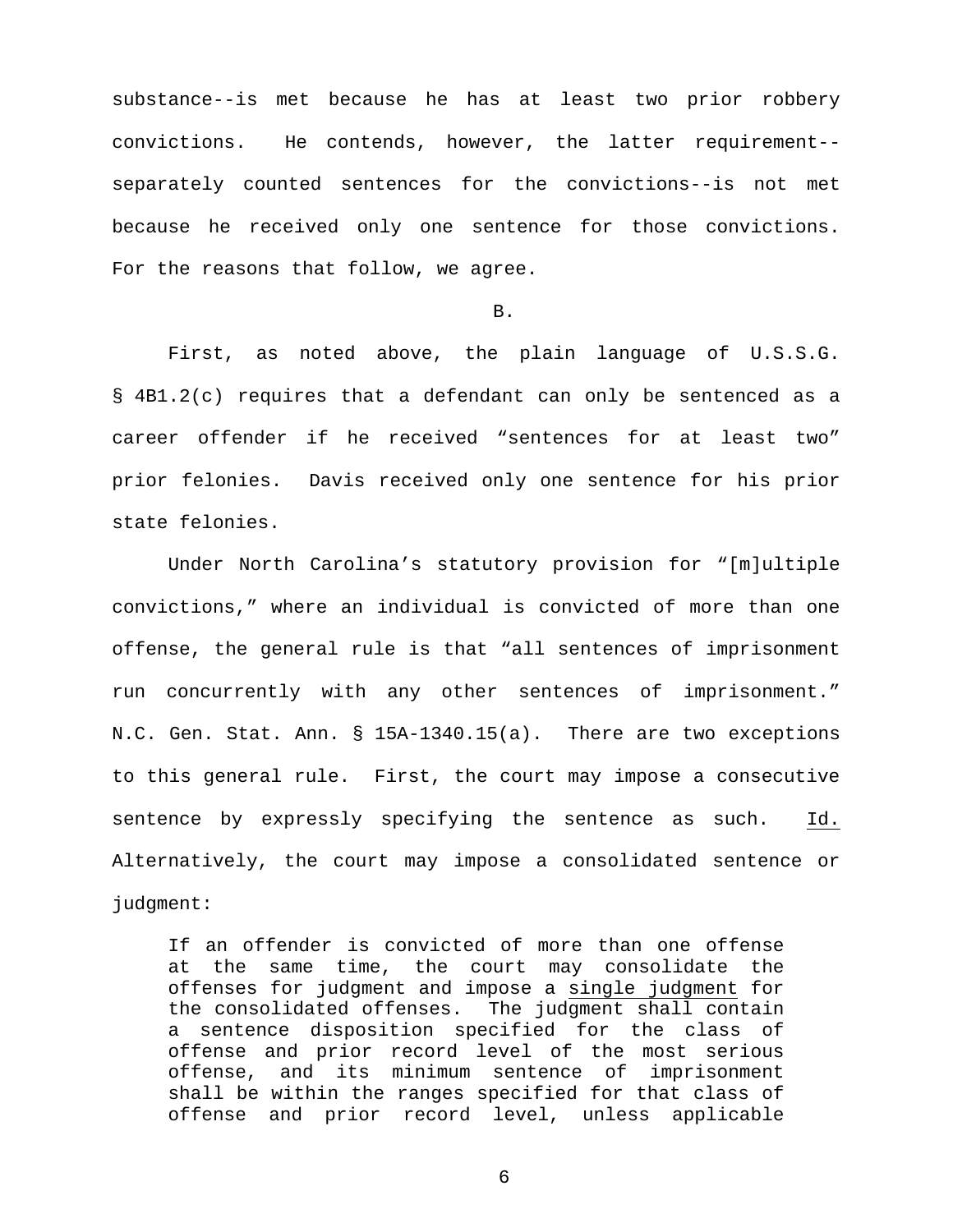substance--is met because he has at least two prior robbery convictions. He contends, however, the latter requirement--separately counted sentences for the convictions--is not met because he received only one sentence for those convictions. For the reasons that follow, we agree.

B.

First, as noted above, the plain language of U.S.S.G. § 4B1.2(c) requires that a defendant can only be sentenced as a career offender if he received "sentences for at least two" prior felonies. Davis received only one sentence for his prior state felonies.

Under North Carolina's statutory provision for "[m]ultiple convictions," where an individual is convicted of more than one offense, the general rule is that "all sentences of imprisonment run concurrently with any other sentences of imprisonment." N.C. Gen. Stat. Ann. § 15A-1340.15(a). There are two exceptions to this general rule. First, the court may impose a consecutive sentence by expressly specifying the sentence as such. Id. Alternatively, the court may impose a consolidated sentence or judgment:

> If an offender is convicted of more than one offense at the same time, the court may consolidate the offenses for judgment and impose a single judgment for the consolidated offenses. The judgment shall contain a sentence disposition specified for the class of offense and prior record level of the most serious offense, and its minimum sentence of imprisonment shall be within the ranges specified for that class of offense and prior record level, unless applicable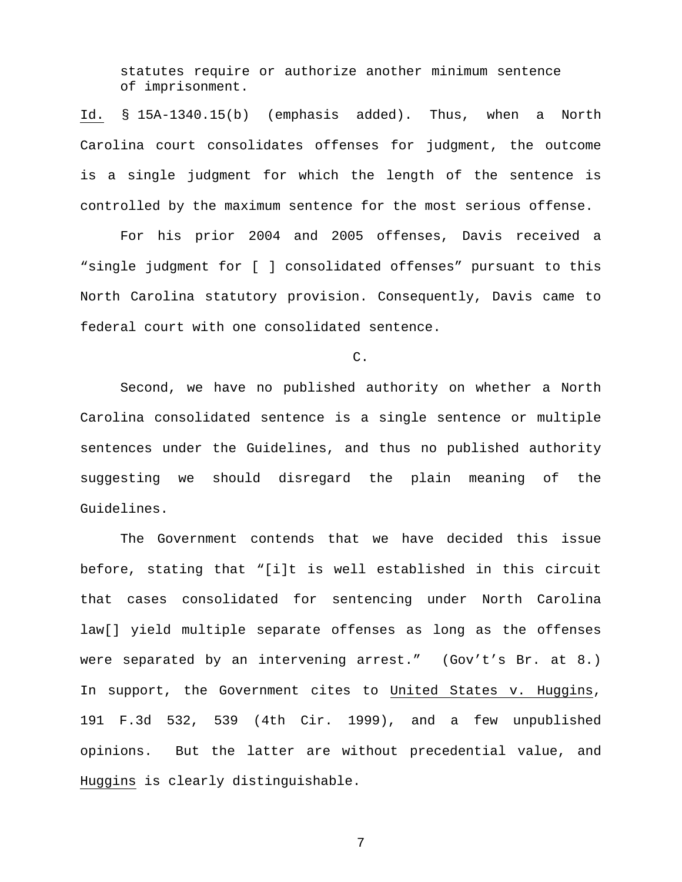statutes require or authorize another minimum sentence of imprisonment.

Id. § 15A-1340.15(b) (emphasis added). Thus, when a North Carolina court consolidates offenses for judgment, the outcome is a single judgment for which the length of the sentence is controlled by the maximum sentence for the most serious offense.

For his prior 2004 and 2005 offenses, Davis received a "single judgment for [ ] consolidated offenses" pursuant to this North Carolina statutory provision. Consequently, Davis came to federal court with one consolidated sentence.

C.

Second, we have no published authority on whether a North Carolina consolidated sentence is a single sentence or multiple sentences under the Guidelines, and thus no published authority suggesting we should disregard the plain meaning of the Guidelines.

The Government contends that we have decided this issue before, stating that "[i]t is well established in this circuit that cases consolidated for sentencing under North Carolina law[] yield multiple separate offenses as long as the offenses were separated by an intervening arrest." (Gov't's Br. at 8.) In support, the Government cites to United States v. Huggins, 191 F.3d 532, 539 (4th Cir. 1999), and a few unpublished opinions. But the latter are without precedential value, and Huggins is clearly distinguishable.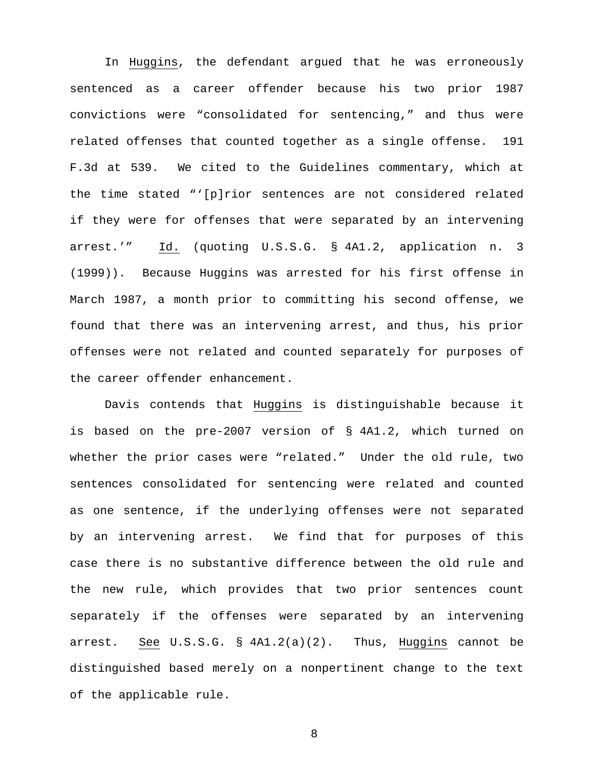In Huggins, the defendant argued that he was erroneously sentenced as a career offender because his two prior 1987 convictions were "consolidated for sentencing," and thus were related offenses that counted together as a single offense. 191 F.3d at 539. We cited to the Guidelines commentary, which at the time stated "'[p]rior sentences are not considered related if they were for offenses that were separated by an intervening arrest.'" Id. (quoting U.S.S.G. § 4A1.2, application n. 3 (1999)). Because Huggins was arrested for his first offense in March 1987, a month prior to committing his second offense, we found that there was an intervening arrest, and thus, his prior offenses were not related and counted separately for purposes of the career offender enhancement.

Davis contends that Huggins is distinguishable because it is based on the pre-2007 version of § 4A1.2, which turned on whether the prior cases were "related." Under the old rule, two sentences consolidated for sentencing were related and counted as one sentence, if the underlying offenses were not separated by an intervening arrest. We find that for purposes of this case there is no substantive difference between the old rule and the new rule, which provides that two prior sentences count separately if the offenses were separated by an intervening arrest. See U.S.S.G. § 4A1.2(a)(2). Thus, Huggins cannot be distinguished based merely on a nonpertinent change to the text of the applicable rule.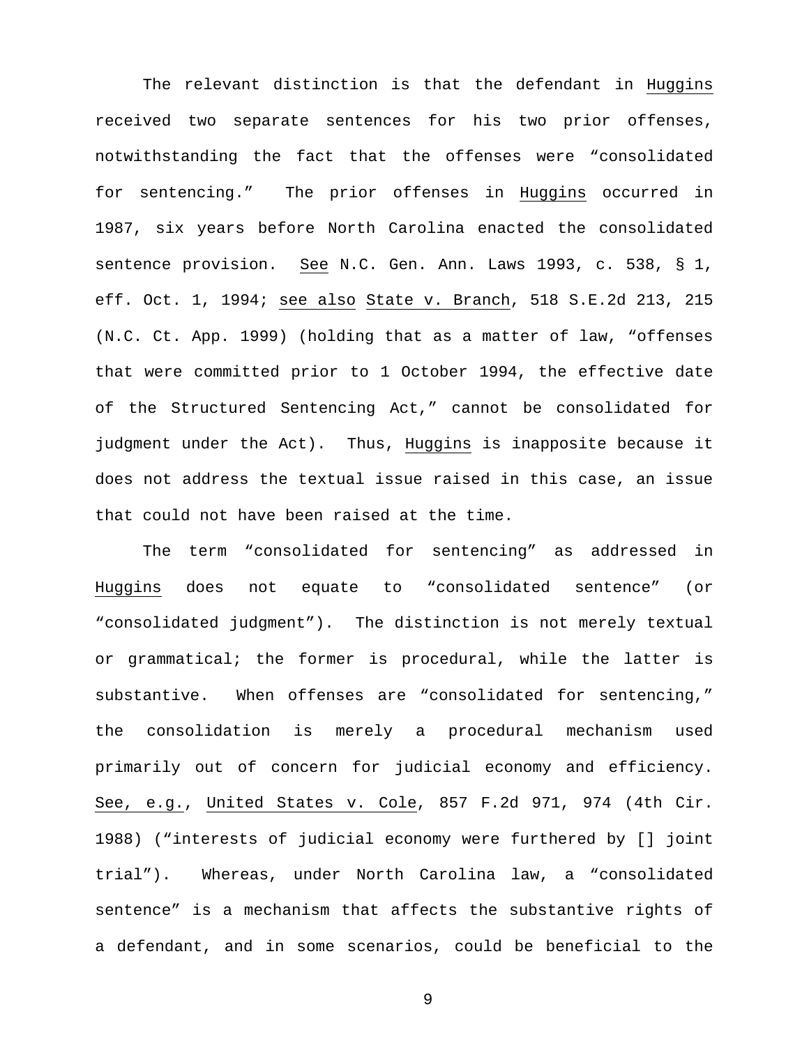The relevant distinction is that the defendant in Huggins received two separate sentences for his two prior offenses, notwithstanding the fact that the offenses were "consolidated for sentencing." The prior offenses in Huggins occurred in 1987, six years before North Carolina enacted the consolidated sentence provision. See N.C. Gen. Ann. Laws 1993, c. 538, § 1, eff. Oct. 1, 1994; see also State v. Branch, 518 S.E.2d 213, 215 (N.C. Ct. App. 1999) (holding that as a matter of law, "offenses that were committed prior to 1 October 1994, the effective date of the Structured Sentencing Act," cannot be consolidated for judgment under the Act). Thus, Huggins is inapposite because it does not address the textual issue raised in this case, an issue that could not have been raised at the time.

The term "consolidated for sentencing" as addressed in Huggins does not equate to "consolidated sentence" (or "consolidated judgment"). The distinction is not merely textual or grammatical; the former is procedural, while the latter is substantive. When offenses are "consolidated for sentencing," the consolidation is merely a procedural mechanism used primarily out of concern for judicial economy and efficiency. See, e.g., United States v. Cole, 857 F.2d 971, 974 (4th Cir. 1988) ("interests of judicial economy were furthered by [] joint trial"). Whereas, under North Carolina law, a "consolidated sentence" is a mechanism that affects the substantive rights of a defendant, and in some scenarios, could be beneficial to the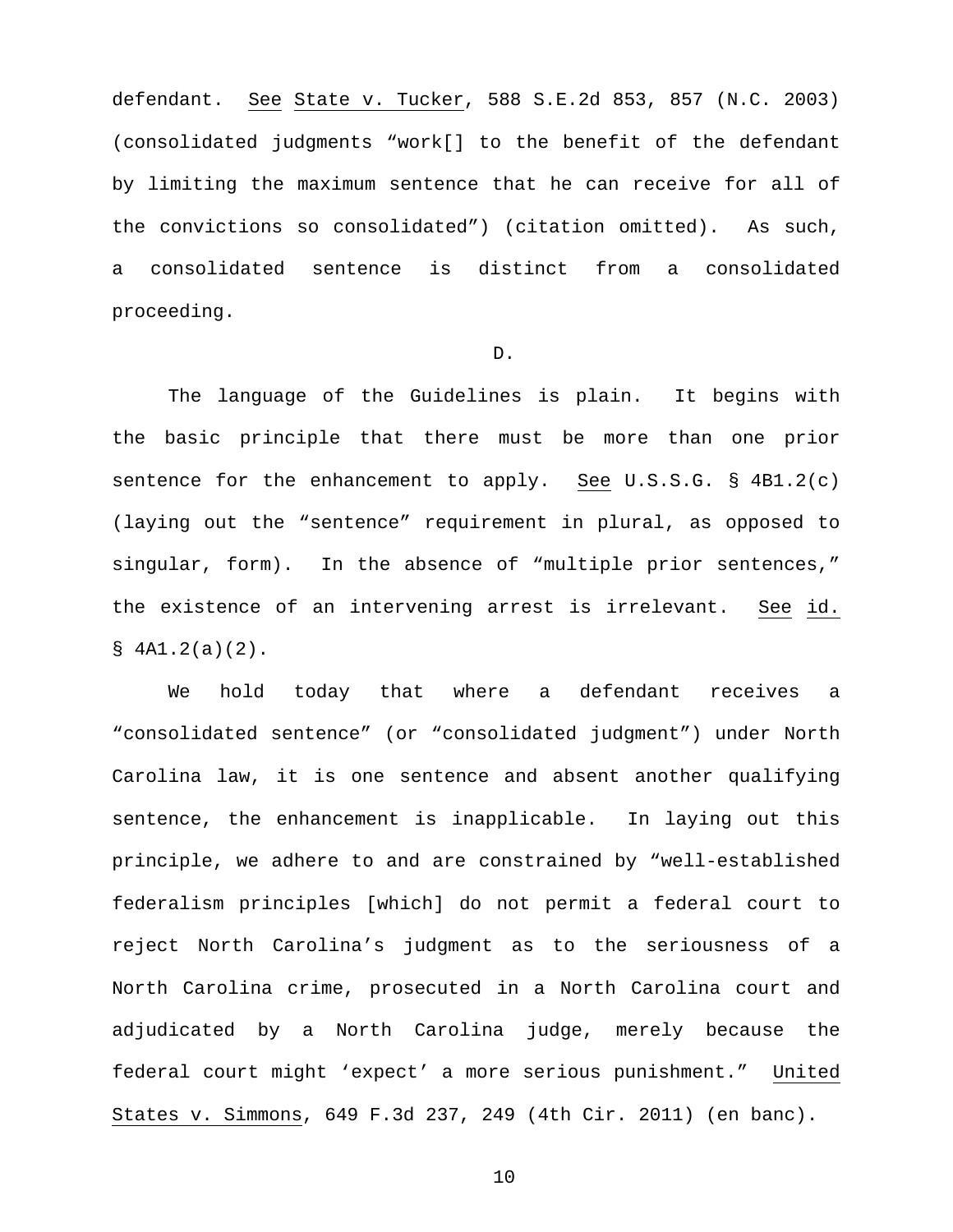defendant. See State v. Tucker, 588 S.E.2d 853, 857 (N.C. 2003) (consolidated judgments "work[] to the benefit of the defendant by limiting the maximum sentence that he can receive for all of the convictions so consolidated") (citation omitted). As such, a consolidated sentence is distinct from a consolidated proceeding.

D.

The language of the Guidelines is plain. It begins with the basic principle that there must be more than one prior sentence for the enhancement to apply. See U.S.S.G. § 4B1.2(c) (laying out the "sentence" requirement in plural, as opposed to singular, form). In the absence of "multiple prior sentences," the existence of an intervening arrest is irrelevant. See id. § 4A1.2(a)(2).

We hold today that where a defendant receives a "consolidated sentence" (or "consolidated judgment") under North Carolina law, it is one sentence and absent another qualifying sentence, the enhancement is inapplicable. In laying out this principle, we adhere to and are constrained by "well-established federalism principles [which] do not permit a federal court to reject North Carolina's judgment as to the seriousness of a North Carolina crime, prosecuted in a North Carolina court and adjudicated by a North Carolina judge, merely because the federal court might 'expect' a more serious punishment." United States v. Simmons, 649 F.3d 237, 249 (4th Cir. 2011) (en banc).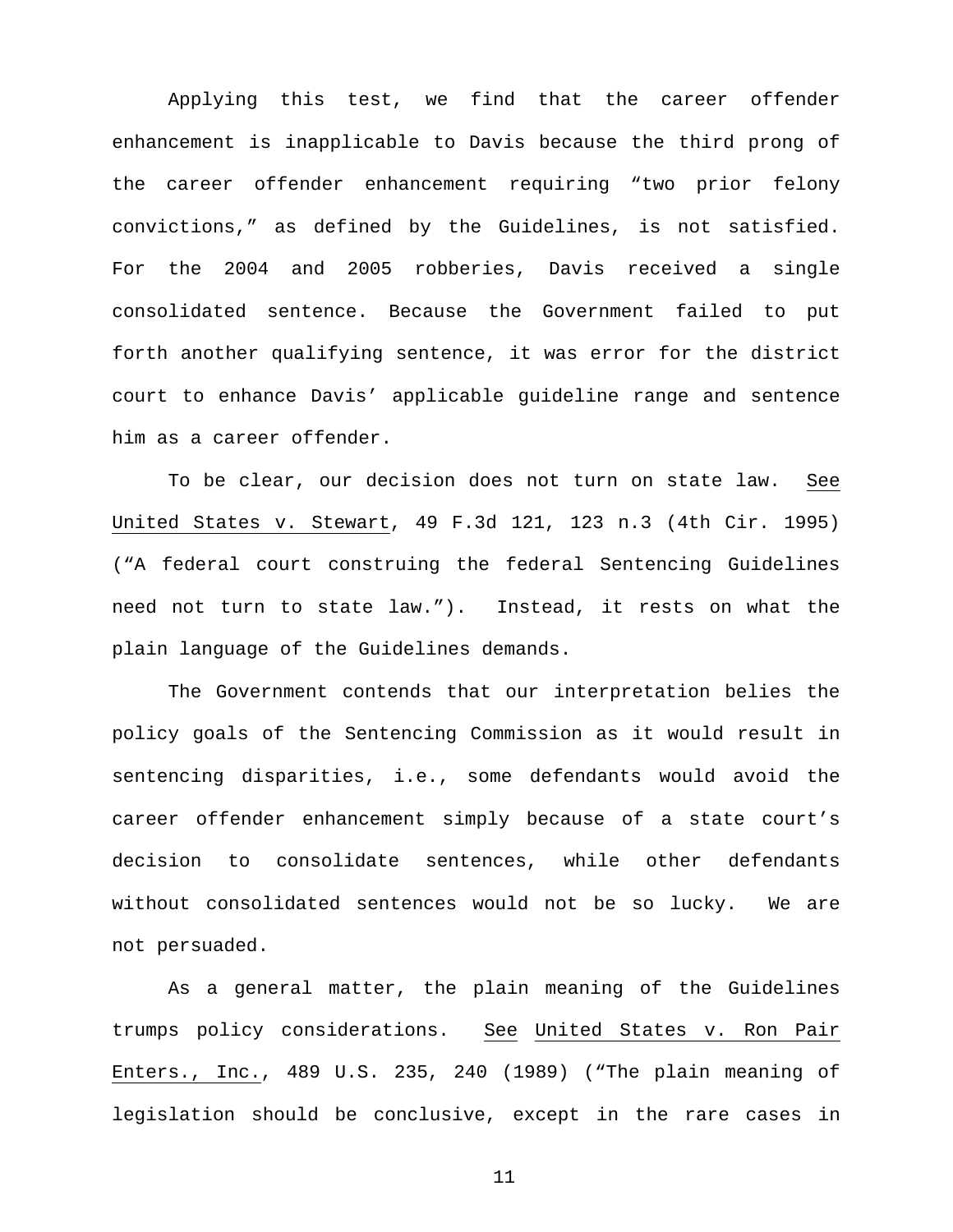Applying this test, we find that the career offender enhancement is inapplicable to Davis because the third prong of the career offender enhancement requiring "two prior felony convictions," as defined by the Guidelines, is not satisfied. For the 2004 and 2005 robberies, Davis received a single consolidated sentence. Because the Government failed to put forth another qualifying sentence, it was error for the district court to enhance Davis' applicable guideline range and sentence him as a career offender.

To be clear, our decision does not turn on state law. See United States v. Stewart, 49 F.3d 121, 123 n.3 (4th Cir. 1995) ("A federal court construing the federal Sentencing Guidelines need not turn to state law."). Instead, it rests on what the plain language of the Guidelines demands.

The Government contends that our interpretation belies the policy goals of the Sentencing Commission as it would result in sentencing disparities, i.e., some defendants would avoid the career offender enhancement simply because of a state court's decision to consolidate sentences, while other defendants without consolidated sentences would not be so lucky. We are not persuaded.

As a general matter, the plain meaning of the Guidelines trumps policy considerations. See United States v. Ron Pair Enters., Inc., 489 U.S. 235, 240 (1989) ("The plain meaning of legislation should be conclusive, except in the rare cases in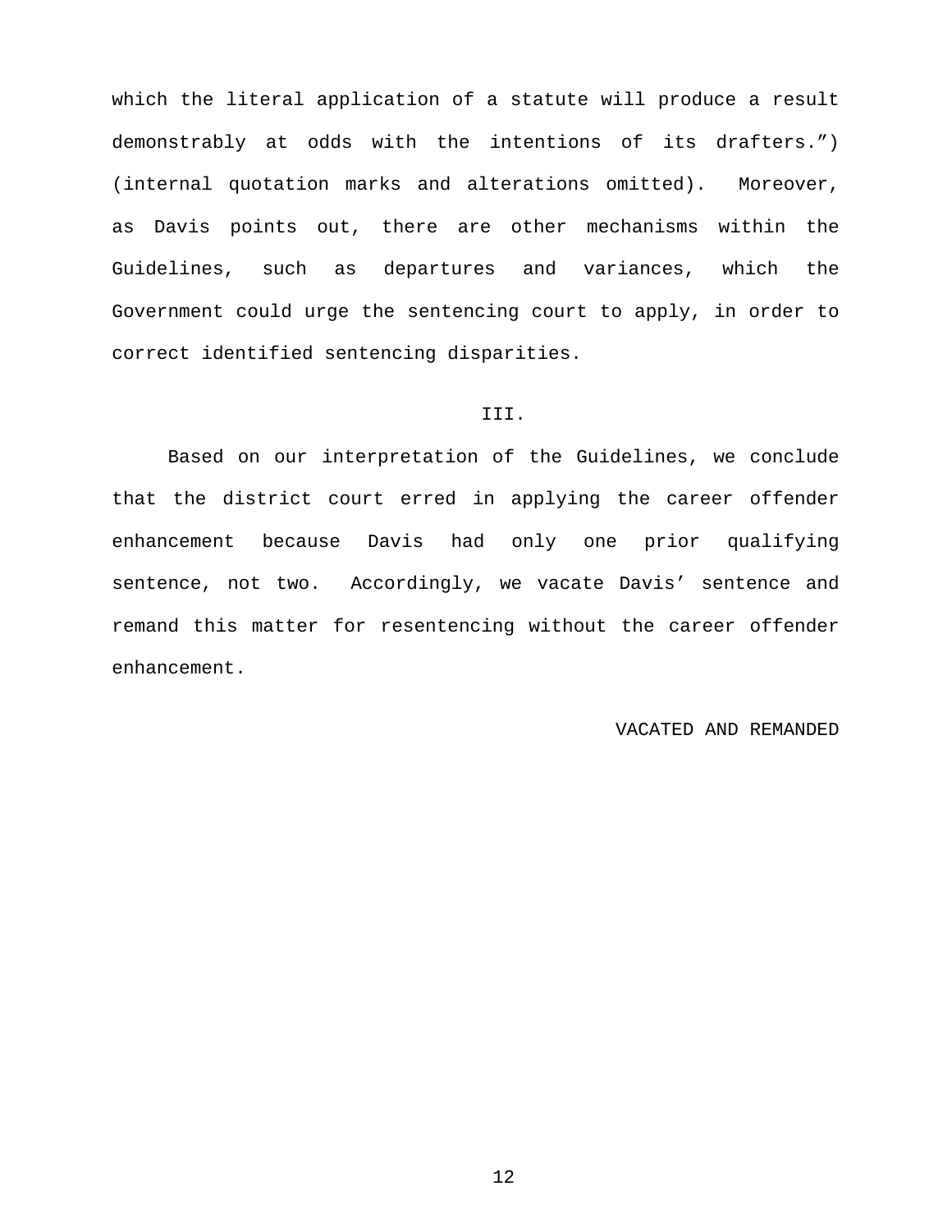which the literal application of a statute will produce a result demonstrably at odds with the intentions of its drafters.") (internal quotation marks and alterations omitted). Moreover, as Davis points out, there are other mechanisms within the Guidelines, such as departures and variances, which the Government could urge the sentencing court to apply, in order to correct identified sentencing disparities.

## III.

Based on our interpretation of the Guidelines, we conclude that the district court erred in applying the career offender enhancement because Davis had only one prior qualifying sentence, not two. Accordingly, we vacate Davis' sentence and remand this matter for resentencing without the career offender enhancement.

VACATED AND REMANDED